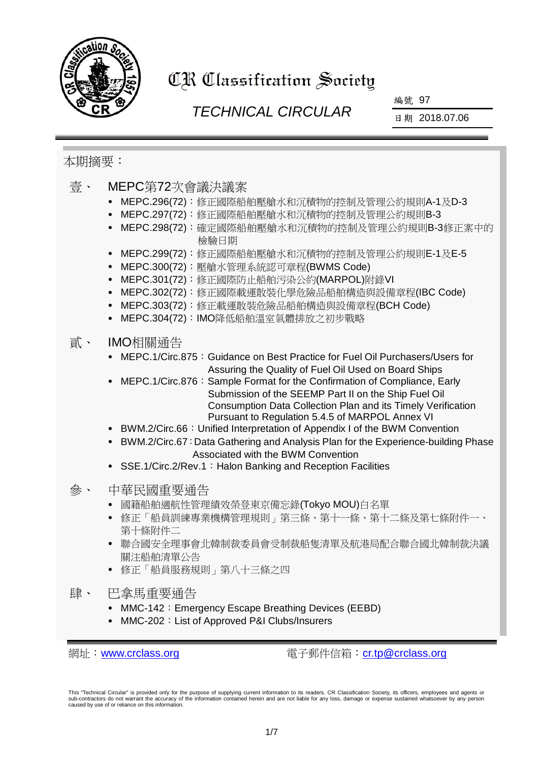# CR Classification Society

## TECHNICAL CIRCULAR

編號 97

日期 2018.07.06

本期摘要：

## 壹、 MEPC第72次會議決議案

- MEPC.296(72)：修正國際船舶壓艙水和沉積物的控制及管理公約規則A-1及D-3
- MEPC.297(72)：修正國際船舶壓艙水和沉積物的控制及管理公約規則B-3
- MEPC.298(72)：確定國際船舶壓艙水和沉積物的控制及管理公約規則B-3修正案中的檢驗日期
- MEPC.299(72)：修正國際船舶壓艙水和沉積物的控制及管理公約規則E-1及E-5
- MEPC.300(72)：壓艙水管理系統認可章程(BWMS Code)
- MEPC.301(72)：修正國際防止船舶污染公約(MARPOL)附錄VI
- MEPC.302(72)：修正國際載運散裝化學危險品船舶構造與設備章程(IBC Code)
- MEPC.303(72)：修正載運散裝危險品船舶構造與設備章程(BCH Code)
- MEPC.304(72)：IMO降低船舶溫室氣體排放之初步戰略

## 貳、 IMO相關通告

- MEPC.1/Circ.875：Guidance on Best Practice for Fuel Oil Purchasers/Users for Assuring the Quality of Fuel Oil Used on Board Ships
- MEPC.1/Circ.876：Sample Format for the Confirmation of Compliance, Early Submission of the SEEMP Part II on the Ship Fuel Oil Consumption Data Collection Plan and its Timely Verification Pursuant to Regulation 5.4.5 of MARPOL Annex VI
- BWM.2/Circ.66：Unified Interpretation of Appendix I of the BWM Convention
- BWM.2/Circ.67：Data Gathering and Analysis Plan for the Experience-building Phase Associated with the BWM Convention
- SSE.1/Circ.2/Rev.1：Halon Banking and Reception Facilities

## 參、 中華民國重要通告

- 國籍船舶適航性管理績效榮登東京備忘錄(Tokyo MOU)白名單
- 修正「船員訓練專業機構管理規則」第三條、第十一條、第十二條及第七條附件一、第十條附件二
- 聯合國安全理事會北韓制裁委員會受制裁船隻清單及航港局配合聯合國北韓制裁決議關注船舶清單公告
- 修正「船員服務規則」第八十三條之四

## 肆、 巴拿馬重要通告

- MMC-142：Emergency Escape Breathing Devices (EEBD)
- MMC-202：List of Approved P&I Clubs/Insurers

網址：www.crclass.org　　電子郵件信箱：cr.tp@crclass.org

This "Technical Circular" is provided only for the purpose of supplying current information to its readers. CR Classification Society, its officers, employees and agents or sub-contractors do not warrant the accuracy of the information contained herein and are not liable for any loss, damage or expense sustained whatsoever by any person caused by use of or reliance on this information.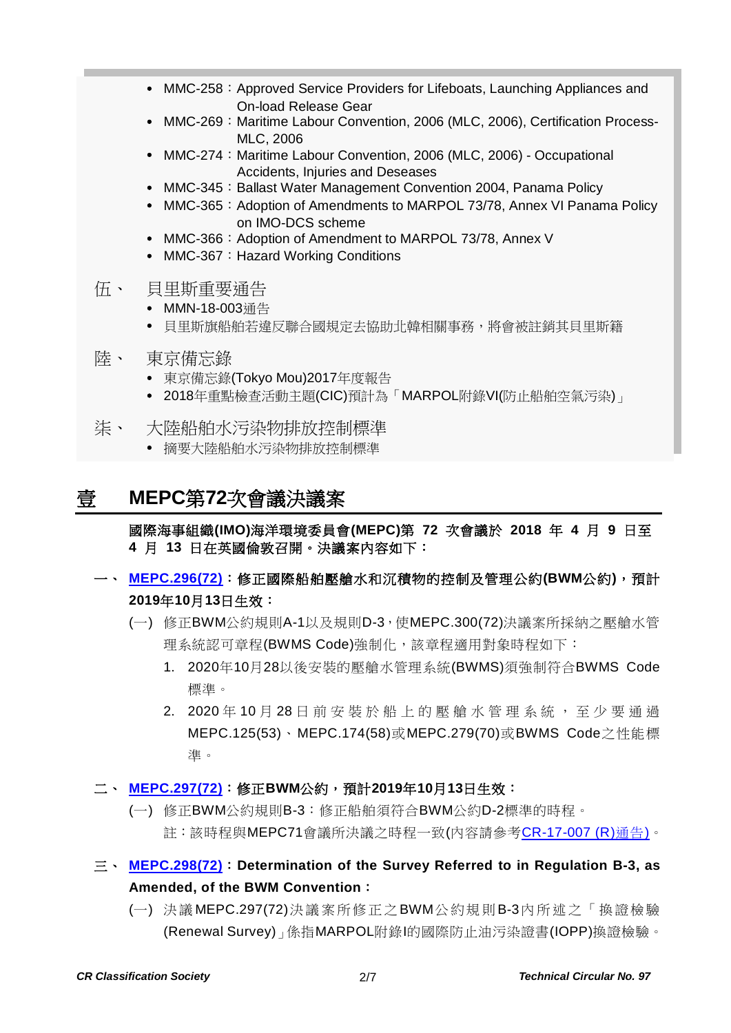- MMC-258：Approved Service Providers for Lifeboats, Launching Appliances and On-load Release Gear
- MMC-269：Maritime Labour Convention, 2006 (MLC, 2006), Certification Process-MLC, 2006
- MMC-274：Maritime Labour Convention, 2006 (MLC, 2006) - Occupational Accidents, Injuries and Deseases
- MMC-345：Ballast Water Management Convention 2004, Panama Policy
- MMC-365：Adoption of Amendments to MARPOL 73/78, Annex VI Panama Policy on IMO-DCS scheme
- MMC-366：Adoption of Amendment to MARPOL 73/78, Annex V
- MMC-367：Hazard Working Conditions

伍、 貝里斯重要通告
- MMN-18-003通告
- 貝里斯旗船舶若違反聯合國規定去協助北韓相關事務，將會被註銷其貝里斯籍

陸、 東京備忘錄
- 東京備忘錄(Tokyo Mou)2017年度報告
- 2018年重點檢查活動主題(CIC)預計為「MARPOL附錄VI(防止船舶空氣污染)」

柒、 大陸船舶水污染物排放控制標準
- 摘要大陸船舶水污染物排放控制標準

# 壹 MEPC第72次會議決議案

**國際海事組織(IMO)海洋環境委員會(MEPC)第 72 次會議於 2018 年 4 月 9 日至 4 月 13 日在英國倫敦召開。決議案內容如下：**

## 一、 MEPC.296(72)：修正國際船舶壓艙水和沉積物的控制及管理公約(BWM公約)，預計2019年10月13日生效：

(一) 修正BWM公約規則A-1以及規則D-3，使MEPC.300(72)決議案所採納之壓艙水管理系統認可章程(BWMS Code)強制化，該章程適用對象時程如下：

1. 2020年10月28以後安裝的壓艙水管理系統(BWMS)須強制符合BWMS Code標準。
2. 2020年10月28日前安裝於船上的壓艙水管理系統，至少要通過MEPC.125(53)、MEPC.174(58)或MEPC.279(70)或BWMS Code之性能標準。

## 二、 MEPC.297(72)：修正BWM公約，預計2019年10月13日生效：

(一) 修正BWM公約規則B-3：修正船舶須符合BWM公約D-2標準的時程。
註：該時程與MEPC71會議所決議之時程一致(內容請參考CR-17-007 (R)通告)。

## 三、 MEPC.298(72)：Determination of the Survey Referred to in Regulation B-3, as Amended, of the BWM Convention：

(一) 決議MEPC.297(72)決議案所修正之BWM公約規則B-3內所述之「換證檢驗(Renewal Survey)」係指MARPOL附錄I的國際防止油污染證書(IOPP)換證檢驗。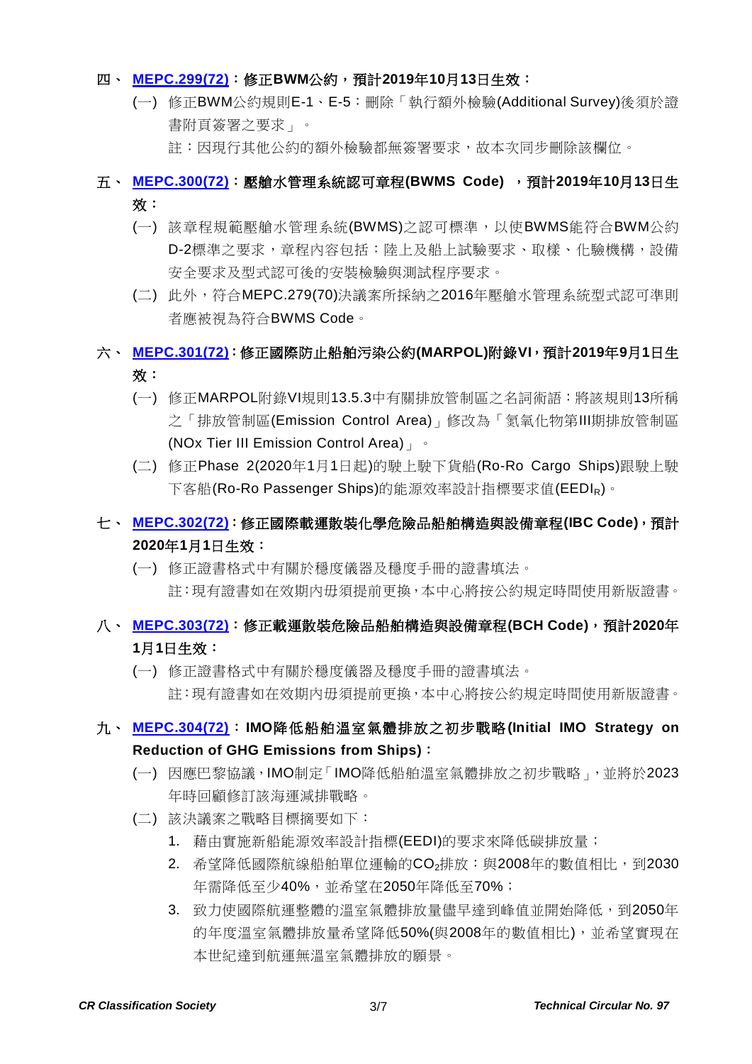**四、 MEPC.299(72)：修正BWM公約，預計2019年10月13日生效：**

(一) 修正BWM公約規則E-1、E-5：刪除「執行額外檢驗(Additional Survey)後須於證書附頁簽署之要求」。

註：因現行其他公約的額外檢驗都無簽署要求，故本次同步刪除該欄位。

**五、 MEPC.300(72)：壓艙水管理系統認可章程(BWMS Code) ，預計2019年10月13日生效：**

(一) 該章程規範壓艙水管理系統(BWMS)之認可標準，以使BWMS能符合BWM公約D-2標準之要求，章程內容包括：陸上及船上試驗要求、取樣、化驗機構，設備安全要求及型式認可後的安裝檢驗與測試程序要求。

(二) 此外，符合MEPC.279(70)決議案所採納之2016年壓艙水管理系統型式認可準則者應被視為符合BWMS Code。

**六、 MEPC.301(72)：修正國際防止船舶污染公約(MARPOL)附錄VI，預計2019年9月1日生效：**

(一) 修正MARPOL附錄VI規則13.5.3中有關排放管制區之名詞術語：將該規則13所稱之「排放管制區(Emission Control Area)」修改為「氮氧化物第III期排放管制區(NOx Tier III Emission Control Area)」。

(二) 修正Phase 2(2020年1月1日起)的駛上駛下貨船(Ro-Ro Cargo Ships)跟駛上駛下客船(Ro-Ro Passenger Ships)的能源效率設計指標要求值($EEDI_R$)。

**七、 MEPC.302(72)：修正國際載運散裝化學危險品船舶構造與設備章程(IBC Code)，預計2020年1月1日生效：**

(一) 修正證書格式中有關於穩度儀器及穩度手冊的證書填法。

註：現有證書如在效期內毋須提前更換，本中心將按公約規定時間使用新版證書。

**八、 MEPC.303(72)：修正載運散裝危險品船舶構造與設備章程(BCH Code)，預計2020年1月1日生效：**

(一) 修正證書格式中有關於穩度儀器及穩度手冊的證書填法。

註：現有證書如在效期內毋須提前更換，本中心將按公約規定時間使用新版證書。

**九、 MEPC.304(72)：IMO降低船舶溫室氣體排放之初步戰略(Initial IMO Strategy on Reduction of GHG Emissions from Ships)：**

(一) 因應巴黎協議，IMO制定「IMO降低船舶溫室氣體排放之初步戰略」，並將於2023年時回顧修訂該海運減排戰略。

(二) 該決議案之戰略目標摘要如下：

1. 藉由實施新船能源效率設計指標(EEDI)的要求來降低碳排放量；
2. 希望降低國際航線船舶單位運輸的$CO_2$排放：與2008年的數值相比，到2030年需降低至少40%，並希望在2050年降低至70%；
3. 致力使國際航運整體的溫室氣體排放量儘早達到峰值並開始降低，到2050年的年度溫室氣體排放量希望降低50%(與2008年的數值相比)，並希望實現在本世紀達到航運無溫室氣體排放的願景。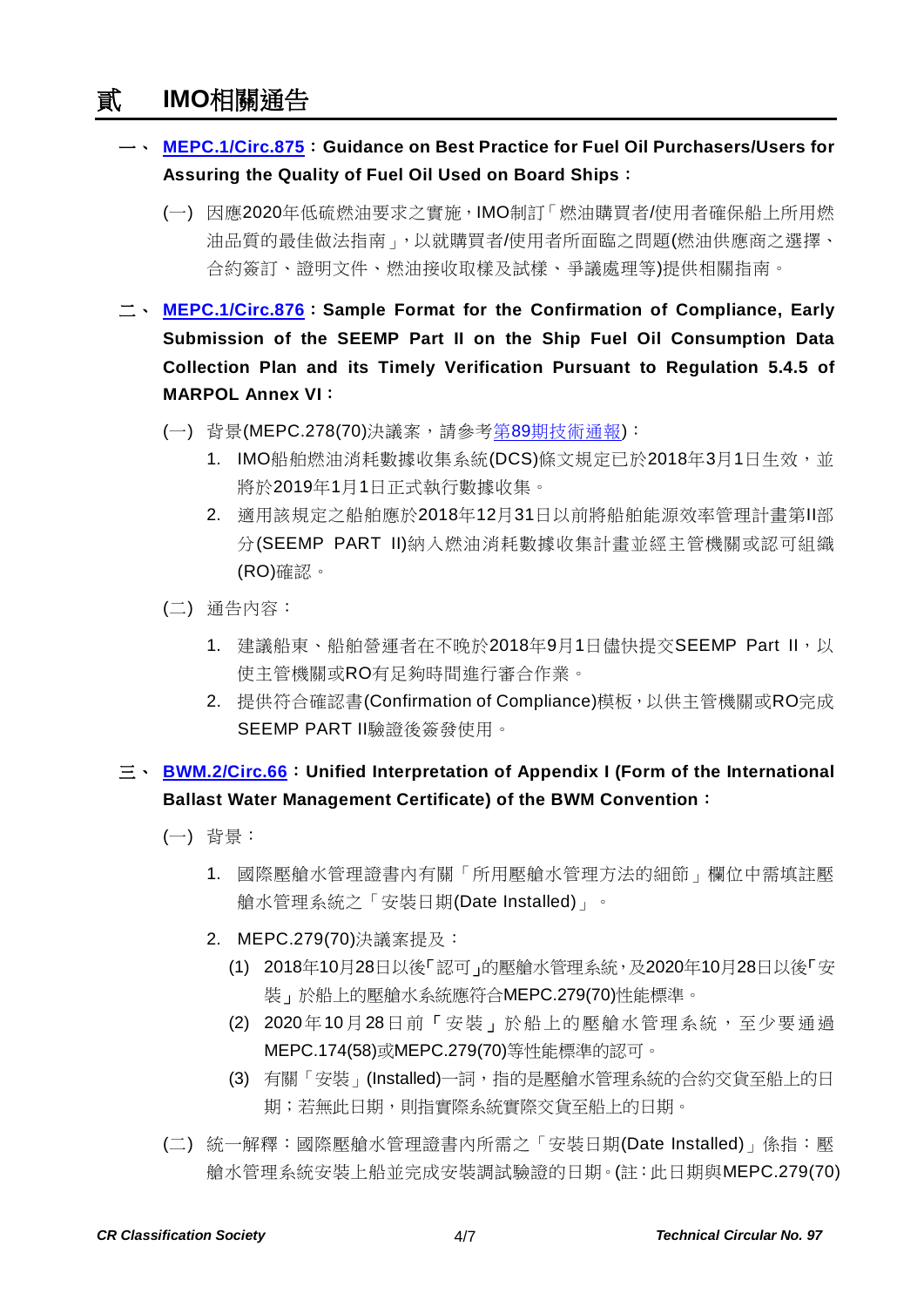# 貳　IMO相關通告

一、 **MEPC.1/Circ.875：Guidance on Best Practice for Fuel Oil Purchasers/Users for Assuring the Quality of Fuel Oil Used on Board Ships：**

(一) 因應2020年低硫燃油要求之實施，IMO制訂「燃油購買者/使用者確保船上所用燃油品質的最佳做法指南」，以就購買者/使用者所面臨之問題(燃油供應商之選擇、合約簽訂、證明文件、燃油接收取樣及試樣、爭議處理等)提供相關指南。

二、 **MEPC.1/Circ.876：Sample Format for the Confirmation of Compliance, Early Submission of the SEEMP Part II on the Ship Fuel Oil Consumption Data Collection Plan and its Timely Verification Pursuant to Regulation 5.4.5 of MARPOL Annex VI：**

(一) 背景(MEPC.278(70)決議案，請參考第89期技術通報)：

1. IMO船舶燃油消耗數據收集系統(DCS)條文規定已於2018年3月1日生效，並將於2019年1月1日正式執行數據收集。
2. 適用該規定之船舶應於2018年12月31日以前將船舶能源效率管理計畫第II部分(SEEMP PART II)納入燃油消耗數據收集計畫並經主管機關或認可組織(RO)確認。

(二) 通告內容：

1. 建議船東、船舶營運者在不晚於2018年9月1日儘快提交SEEMP Part II，以使主管機關或RO有足夠時間進行審合作業。
2. 提供符合確認書(Confirmation of Compliance)模板，以供主管機關或RO完成SEEMP PART II驗證後簽發使用。

三、 **BWM.2/Circ.66：Unified Interpretation of Appendix I (Form of the International Ballast Water Management Certificate) of the BWM Convention：**

(一) 背景：

1. 國際壓艙水管理證書內有關「所用壓艙水管理方法的細節」欄位中需填註壓艙水管理系統之「安裝日期(Date Installed)」。
2. MEPC.279(70)決議案提及：
   (1) 2018年10月28日以後「認可」的壓艙水管理系統，及2020年10月28日以後「安裝」於船上的壓艙水系統應符合MEPC.279(70)性能標準。
   (2) 2020年10月28日前「安裝」於船上的壓艙水管理系統，至少要通過MEPC.174(58)或MEPC.279(70)等性能標準的認可。
   (3) 有關「安裝」(Installed)一詞，指的是壓艙水管理系統的合約交貨至船上的日期；若無此日期，則指實際系統實際交貨至船上的日期。

(二) 統一解釋：國際壓艙水管理證書內所需之「安裝日期(Date Installed)」係指：壓艙水管理系統安裝上船並完成安裝調試驗證的日期。(註：此日期與MEPC.279(70)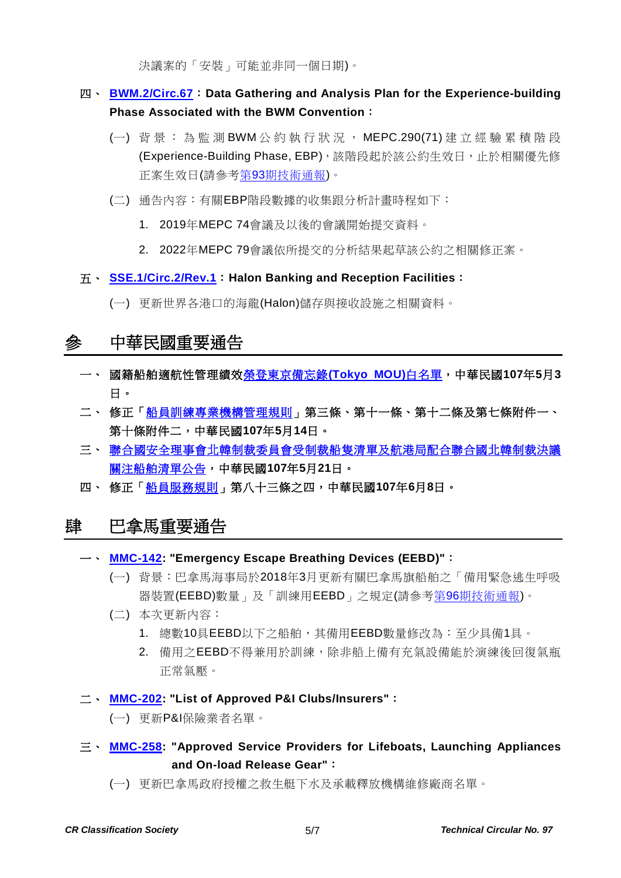決議案的「安裝」可能並非同一個日期)。

四、 **BWM.2/Circ.67：Data Gathering and Analysis Plan for the Experience-building Phase Associated with the BWM Convention：**

(一) 背景：為監測BWM公約執行狀況，MEPC.290(71)建立經驗累積階段(Experience-Building Phase, EBP)，該階段起於該公約生效日，止於相關優先修正案生效日(請參考第93期技術通報)。

(二) 通告內容：有關EBP階段數據的收集跟分析計畫時程如下：

1. 2019年MEPC 74會議及以後的會議開始提交資料。
2. 2022年MEPC 79會議依所提交的分析結果起草該公約之相關修正案。

五、 **SSE.1/Circ.2/Rev.1：Halon Banking and Reception Facilities：**

(一) 更新世界各港口的海龍(Halon)儲存與接收設施之相關資料。

# 參 中華民國重要通告

一、 **國籍船舶適航性管理績效榮登東京備忘錄(Tokyo MOU)白名單，中華民國107年5月3日。**

二、 **修正「船員訓練專業機構管理規則」第三條、第十一條、第十二條及第七條附件一、第十條附件二，中華民國107年5月14日。**

三、 **聯合國安全理事會北韓制裁委員會受制裁船隻清單及航港局配合聯合國北韓制裁決議關注船舶清單公告，中華民國107年5月21日。**

四、 **修正「船員服務規則」第八十三條之四，中華民國107年6月8日。**

# 肆 巴拿馬重要通告

一、 **MMC-142: "Emergency Escape Breathing Devices (EEBD)"：**

(一) 背景：巴拿馬海事局於2018年3月更新有關巴拿馬旗船舶之「備用緊急逃生呼吸器裝置(EEBD)數量」及「訓練用EEBD」之規定(請參考第96期技術通報)。

(二) 本次更新內容：

1. 總數10具EEBD以下之船舶，其備用EEBD數量修改為：至少具備1具。
2. 備用之EEBD不得兼用於訓練，除非船上備有充氣設備能於演練後回復氣瓶正常氣壓。

二、 **MMC-202: "List of Approved P&I Clubs/Insurers"：**

(一) 更新P&I保險業者名單。

三、 **MMC-258: "Approved Service Providers for Lifeboats, Launching Appliances and On-load Release Gear"：**

(一) 更新巴拿馬政府授權之救生艇下水及承載釋放機構維修廠商名單。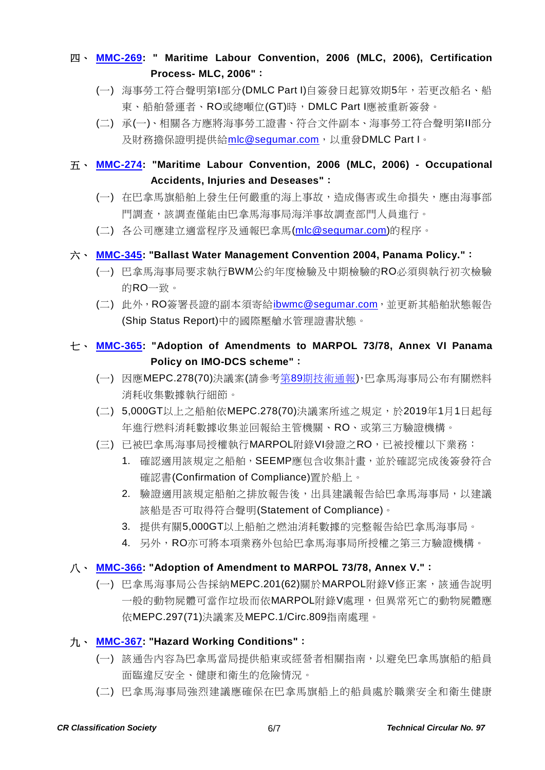四、 **MMC-269: " Maritime Labour Convention, 2006 (MLC, 2006), Certification Process- MLC, 2006"：**

(一) 海事勞工符合聲明第I部分(DMLC Part I)自簽發日起算效期5年，若更改船名、船東、船舶營運者、RO或總噸位(GT)時，DMLC Part I應被重新簽發。

(二) 承(一)、相關各方應將海事勞工證書、符合文件副本、海事勞工符合聲明第II部分及財務擔保證明提供給mlc@segumar.com，以重發DMLC Part I。

五、 **MMC-274: "Maritime Labour Convention, 2006 (MLC, 2006) - Occupational Accidents, Injuries and Deseases"：**

(一) 在巴拿馬旗船舶上發生任何嚴重的海上事故，造成傷害或生命損失，應由海事部門調查，該調查僅能由巴拿馬海事局海洋事故調查部門人員進行。

(二) 各公司應建立適當程序及通報巴拿馬(mlc@segumar.com)的程序。

六、 **MMC-345: "Ballast Water Management Convention 2004, Panama Policy."：**

(一) 巴拿馬海事局要求執行BWM公約年度檢驗及中期檢驗的RO必須與執行初次檢驗的RO一致。

(二) 此外，RO簽署長證的副本須寄給ibwmc@segumar.com，並更新其船舶狀態報告(Ship Status Report)中的國際壓艙水管理證書狀態。

七、 **MMC-365: "Adoption of Amendments to MARPOL 73/78, Annex VI Panama Policy on IMO-DCS scheme"：**

(一) 因應MEPC.278(70)決議案(請參考第89期技術通報)，巴拿馬海事局公布有關燃料消耗收集數據執行細節。

(二) 5,000GT以上之船舶依MEPC.278(70)決議案所述之規定，於2019年1月1日起每年進行燃料消耗數據收集並回報給主管機關、RO、或第三方驗證機構。

(三) 已被巴拿馬海事局授權執行MARPOL附錄VI發證之RO，已被授權以下業務：

1. 確認適用該規定之船舶，SEEMP應包含收集計畫，並於確認完成後簽發符合確認書(Confirmation of Compliance)置於船上。
2. 驗證適用該規定船舶之排放報告後，出具建議報告給巴拿馬海事局，以建議該船是否可取得符合聲明(Statement of Compliance)。
3. 提供有關5,000GT以上船舶之燃油消耗數據的完整報告給巴拿馬海事局。
4. 另外，RO亦可將本項業務外包給巴拿馬海事局所授權之第三方驗證機構。

八、 **MMC-366: "Adoption of Amendment to MARPOL 73/78, Annex V."：**

(一) 巴拿馬海事局公告採納MEPC.201(62)關於MARPOL附錄V修正案，該通告說明一般的動物屍體可當作垃圾而依MARPOL附錄V處理，但異常死亡的動物屍體應依MEPC.297(71)決議案及MEPC.1/Circ.809指南處理。

九、 **MMC-367: "Hazard Working Conditions"：**

(一) 該通告內容為巴拿馬當局提供船東或經營者相關指南，以避免巴拿馬旗船的船員面臨違反安全、健康和衛生的危險情況。

(二) 巴拿馬海事局強烈建議應確保在巴拿馬旗船上的船員處於職業安全和衛生健康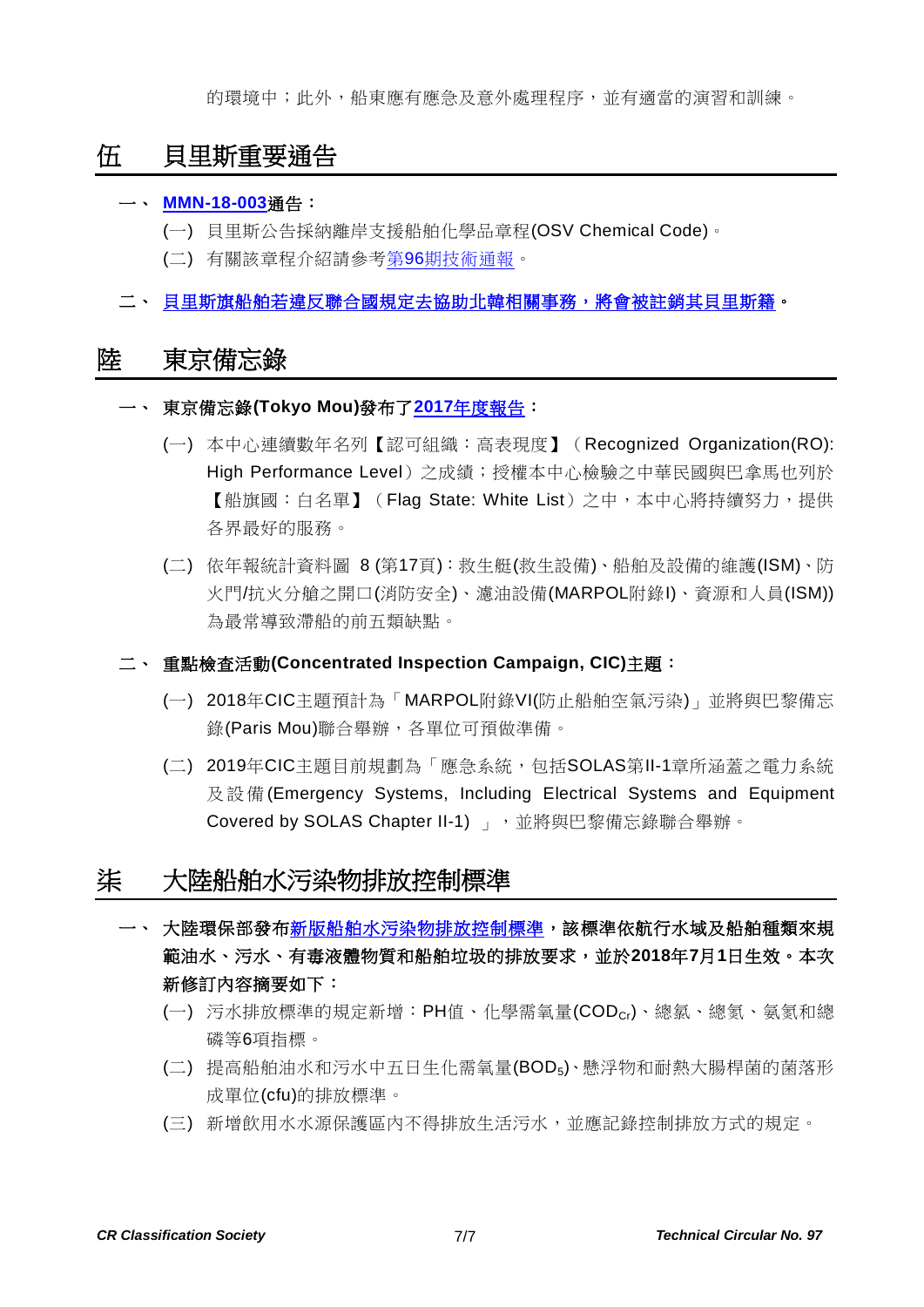的環境中；此外，船東應有應急及意外處理程序，並有適當的演習和訓練。

# 伍　貝里斯重要通告

一、 **MMN-18-003通告：**

(一) 貝里斯公告採納離岸支援船舶化學品章程(OSV Chemical Code)。

(二) 有關該章程介紹請參考第96期技術通報。

二、 **貝里斯旗船舶若違反聯合國規定去協助北韓相關事務，將會被註銷其貝里斯籍。**

# 陸　東京備忘錄

一、 **東京備忘錄(Tokyo Mou)發布了2017年度報告：**

(一) 本中心連續數年名列【認可組織：高表現度】（Recognized Organization(RO): High Performance Level）之成績；授權本中心檢驗之中華民國與巴拿馬也列於【船旗國：白名單】（Flag State: White List）之中，本中心將持續努力，提供各界最好的服務。

(二) 依年報統計資料圖 8 (第17頁)：救生艇(救生設備)、船舶及設備的維護(ISM)、防火門/抗火分艙之開口(消防安全)、濾油設備(MARPOL附錄I)、資源和人員(ISM))為最常導致滯船的前五類缺點。

二、 **重點檢查活動(Concentrated Inspection Campaign, CIC)主題：**

(一) 2018年CIC主題預計為「MARPOL附錄VI(防止船舶空氣污染)」並將與巴黎備忘錄(Paris Mou)聯合舉辦，各單位可預做準備。

(二) 2019年CIC主題目前規劃為「應急系統，包括SOLAS第II-1章所涵蓋之電力系統及設備(Emergency Systems, Including Electrical Systems and Equipment Covered by SOLAS Chapter II-1) 」，並將與巴黎備忘錄聯合舉辦。

# 柒　大陸船舶水污染物排放控制標準

一、 **大陸環保部發布新版船舶水污染物排放控制標準，該標準依航行水域及船舶種類來規範油水、污水、有毒液體物質和船舶垃圾的排放要求，並於2018年7月1日生效。本次新修訂內容摘要如下：**

(一) 污水排放標準的規定新增：PH值、化學需氧量($COD_{Cr}$)、總氮、總氮、氨氮和總磷等6項指標。

(二) 提高船舶油水和污水中五日生化需氧量($BOD_5$)、懸浮物和耐熱大腸桿菌的菌落形成單位(cfu)的排放標準。

(三) 新增飲用水水源保護區內不得排放生活污水，並應記錄控制排放方式的規定。